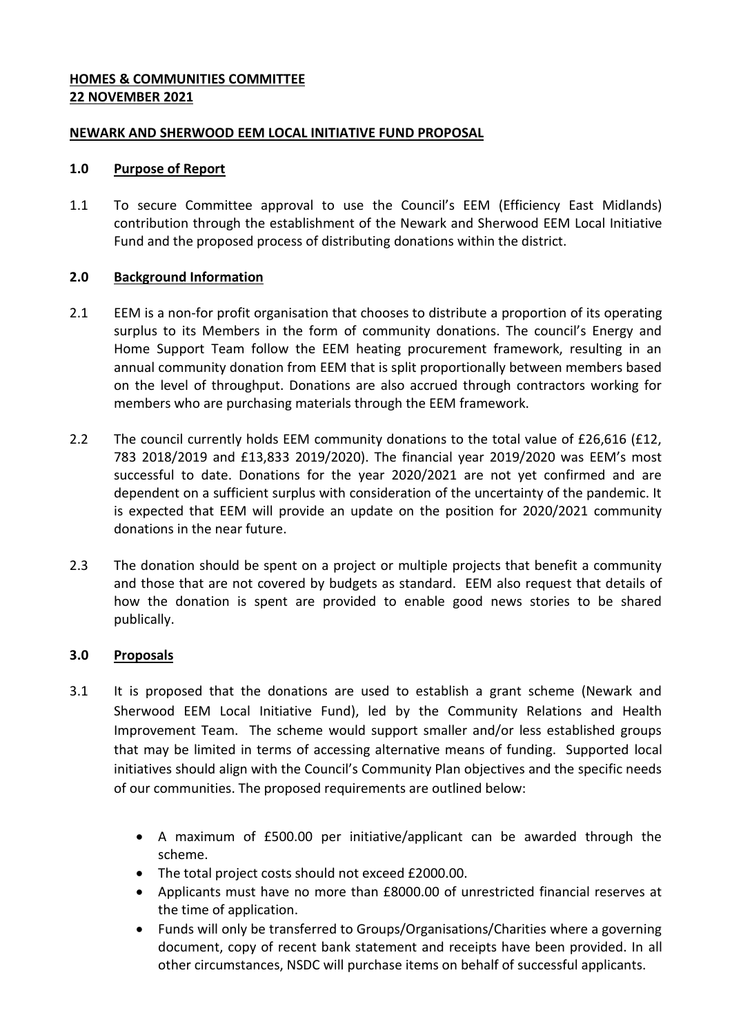**HOMES & COMMUNITIES COMMITTEE**
**22 NOVEMBER 2021**

**NEWARK AND SHERWOOD EEM LOCAL INITIATIVE FUND PROPOSAL**

## 1.0 Purpose of Report

1.1 To secure Committee approval to use the Council's EEM (Efficiency East Midlands) contribution through the establishment of the Newark and Sherwood EEM Local Initiative Fund and the proposed process of distributing donations within the district.

## 2.0 Background Information

2.1 EEM is a non-for profit organisation that chooses to distribute a proportion of its operating surplus to its Members in the form of community donations. The council's Energy and Home Support Team follow the EEM heating procurement framework, resulting in an annual community donation from EEM that is split proportionally between members based on the level of throughput. Donations are also accrued through contractors working for members who are purchasing materials through the EEM framework.

2.2 The council currently holds EEM community donations to the total value of £26,616 (£12, 783 2018/2019 and £13,833 2019/2020). The financial year 2019/2020 was EEM's most successful to date. Donations for the year 2020/2021 are not yet confirmed and are dependent on a sufficient surplus with consideration of the uncertainty of the pandemic. It is expected that EEM will provide an update on the position for 2020/2021 community donations in the near future.

2.3 The donation should be spent on a project or multiple projects that benefit a community and those that are not covered by budgets as standard. EEM also request that details of how the donation is spent are provided to enable good news stories to be shared publically.

## 3.0 Proposals

3.1 It is proposed that the donations are used to establish a grant scheme (Newark and Sherwood EEM Local Initiative Fund), led by the Community Relations and Health Improvement Team. The scheme would support smaller and/or less established groups that may be limited in terms of accessing alternative means of funding. Supported local initiatives should align with the Council's Community Plan objectives and the specific needs of our communities. The proposed requirements are outlined below:

- A maximum of £500.00 per initiative/applicant can be awarded through the scheme.
- The total project costs should not exceed £2000.00.
- Applicants must have no more than £8000.00 of unrestricted financial reserves at the time of application.
- Funds will only be transferred to Groups/Organisations/Charities where a governing document, copy of recent bank statement and receipts have been provided. In all other circumstances, NSDC will purchase items on behalf of successful applicants.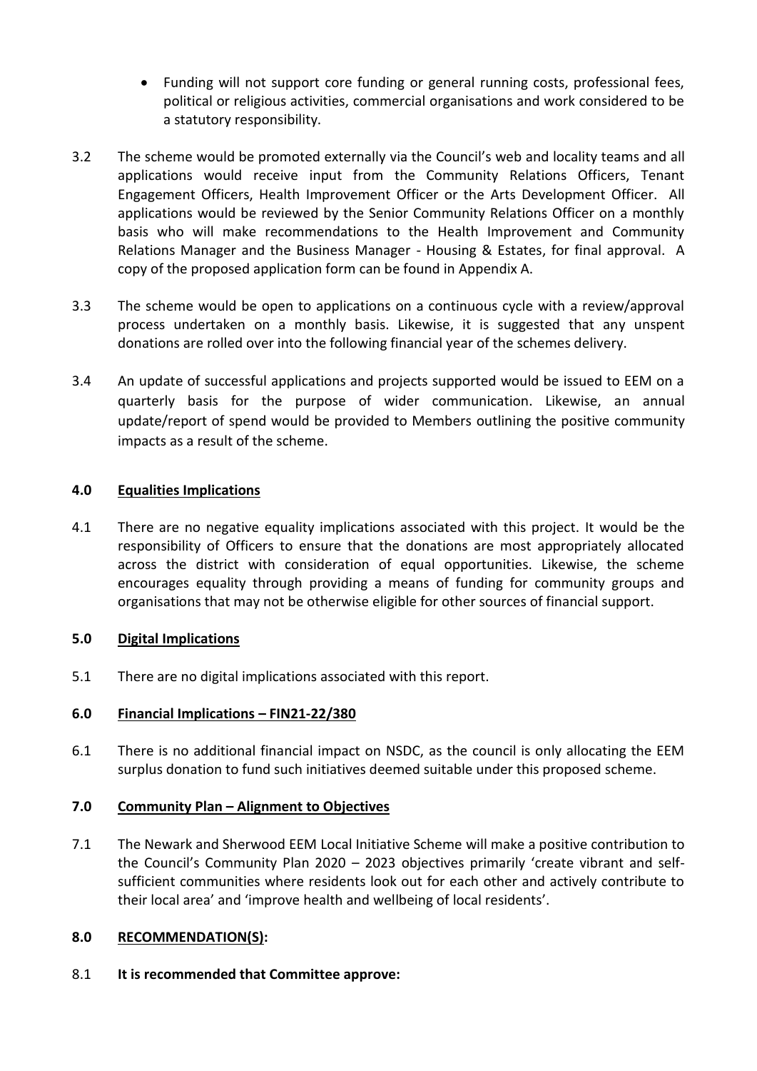- Funding will not support core funding or general running costs, professional fees, political or religious activities, commercial organisations and work considered to be a statutory responsibility.

3.2 The scheme would be promoted externally via the Council's web and locality teams and all applications would receive input from the Community Relations Officers, Tenant Engagement Officers, Health Improvement Officer or the Arts Development Officer. All applications would be reviewed by the Senior Community Relations Officer on a monthly basis who will make recommendations to the Health Improvement and Community Relations Manager and the Business Manager - Housing & Estates, for final approval. A copy of the proposed application form can be found in Appendix A.

3.3 The scheme would be open to applications on a continuous cycle with a review/approval process undertaken on a monthly basis. Likewise, it is suggested that any unspent donations are rolled over into the following financial year of the schemes delivery.

3.4 An update of successful applications and projects supported would be issued to EEM on a quarterly basis for the purpose of wider communication. Likewise, an annual update/report of spend would be provided to Members outlining the positive community impacts as a result of the scheme.

## 4.0 Equalities Implications

4.1 There are no negative equality implications associated with this project. It would be the responsibility of Officers to ensure that the donations are most appropriately allocated across the district with consideration of equal opportunities. Likewise, the scheme encourages equality through providing a means of funding for community groups and organisations that may not be otherwise eligible for other sources of financial support.

## 5.0 Digital Implications

5.1 There are no digital implications associated with this report.

## 6.0 Financial Implications – FIN21-22/380

6.1 There is no additional financial impact on NSDC, as the council is only allocating the EEM surplus donation to fund such initiatives deemed suitable under this proposed scheme.

## 7.0 Community Plan – Alignment to Objectives

7.1 The Newark and Sherwood EEM Local Initiative Scheme will make a positive contribution to the Council's Community Plan 2020 – 2023 objectives primarily 'create vibrant and self-sufficient communities where residents look out for each other and actively contribute to their local area' and 'improve health and wellbeing of local residents'.

## 8.0 RECOMMENDATION(S):

8.1 **It is recommended that Committee approve:**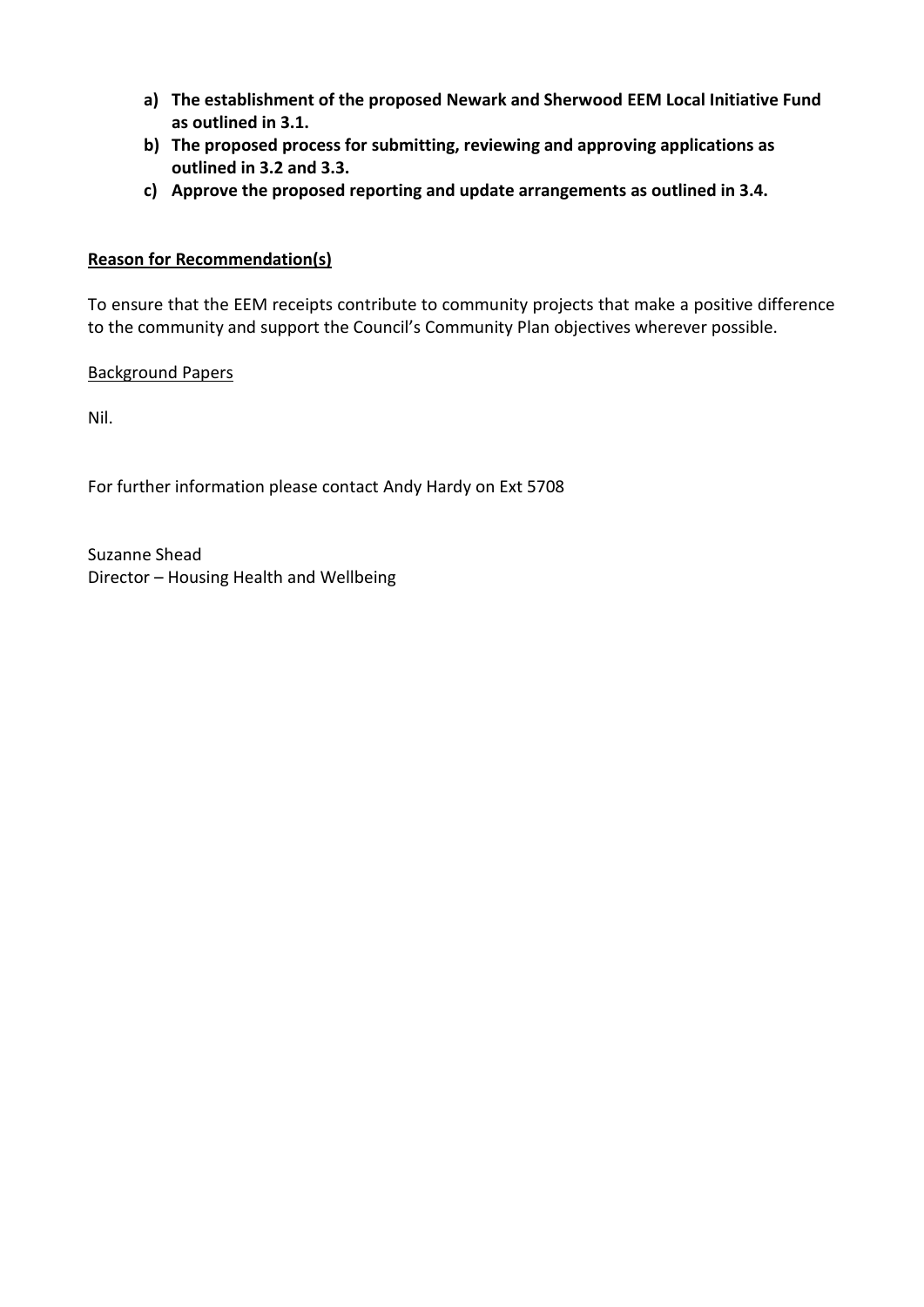- **a) The establishment of the proposed Newark and Sherwood EEM Local Initiative Fund as outlined in 3.1.**
- **b) The proposed process for submitting, reviewing and approving applications as outlined in 3.2 and 3.3.**
- **c) Approve the proposed reporting and update arrangements as outlined in 3.4.**

**Reason for Recommendation(s)**

To ensure that the EEM receipts contribute to community projects that make a positive difference to the community and support the Council's Community Plan objectives wherever possible.

Background Papers

Nil.

For further information please contact Andy Hardy on Ext 5708

Suzanne Shead
Director – Housing Health and Wellbeing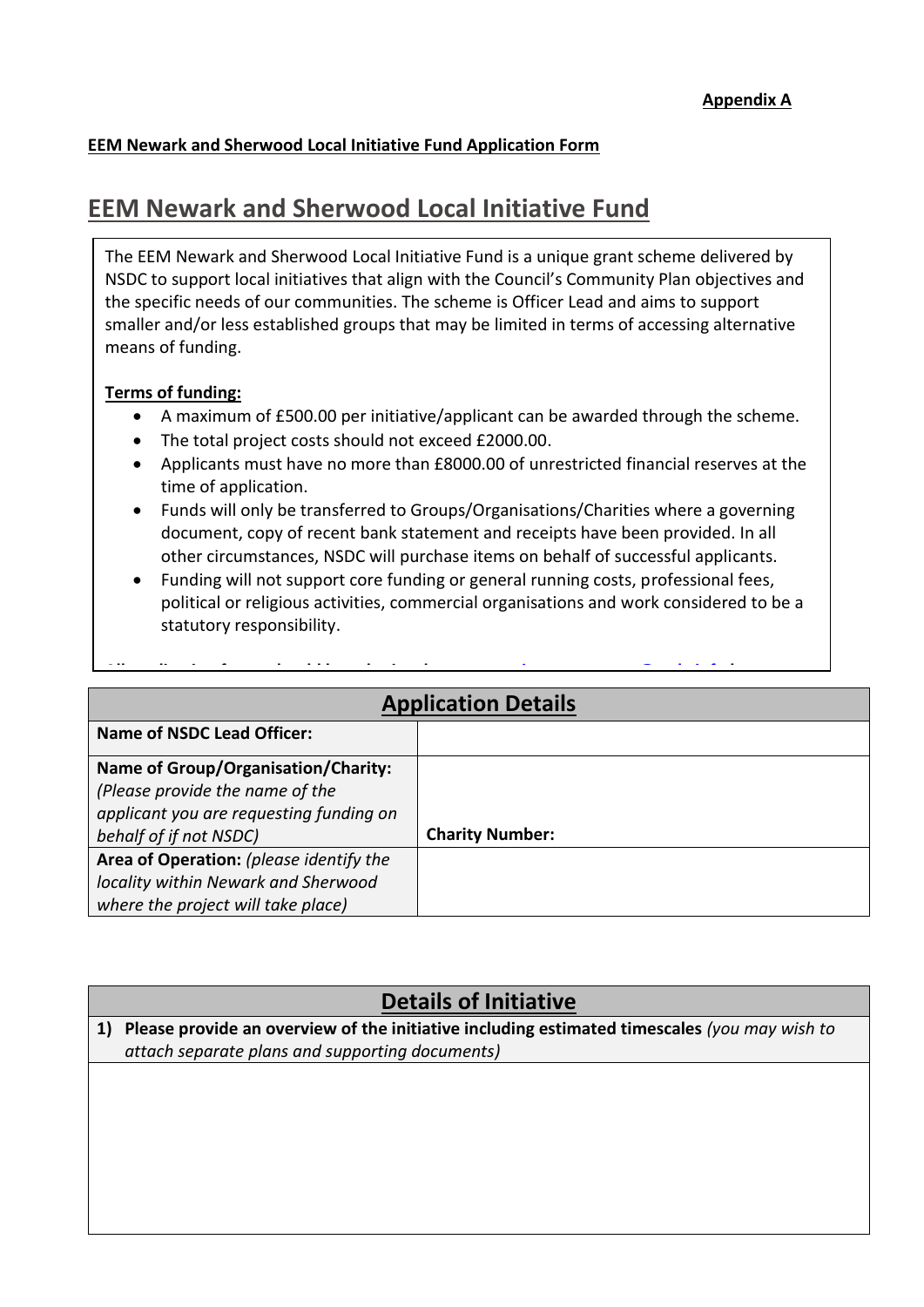**Appendix A**

**EEM Newark and Sherwood Local Initiative Fund Application Form**

# EEM Newark and Sherwood Local Initiative Fund

The EEM Newark and Sherwood Local Initiative Fund is a unique grant scheme delivered by NSDC to support local initiatives that align with the Council's Community Plan objectives and the specific needs of our communities. The scheme is Officer Lead and aims to support smaller and/or less established groups that may be limited in terms of accessing alternative means of funding.

**Terms of funding:**

- A maximum of £500.00 per initiative/applicant can be awarded through the scheme.
- The total project costs should not exceed £2000.00.
- Applicants must have no more than £8000.00 of unrestricted financial reserves at the time of application.
- Funds will only be transferred to Groups/Organisations/Charities where a governing document, copy of recent bank statement and receipts have been provided. In all other circumstances, NSDC will purchase items on behalf of successful applicants.
- Funding will not support core funding or general running costs, professional fees, political or religious activities, commercial organisations and work considered to be a statutory responsibility.

| **Application Details** | |
|---|---|
| **Name of NSDC Lead Officer:** | |
| **Name of Group/Organisation/Charity:** *(Please provide the name of the applicant you are requesting funding on behalf of if not NSDC)* | **Charity Number:** |
| **Area of Operation:** *(please identify the locality within Newark and Sherwood where the project will take place)* | |

| **Details of Initiative** |
|---|
| **1) Please provide an overview of the initiative including estimated timescales** *(you may wish to attach separate plans and supporting documents)* |
| |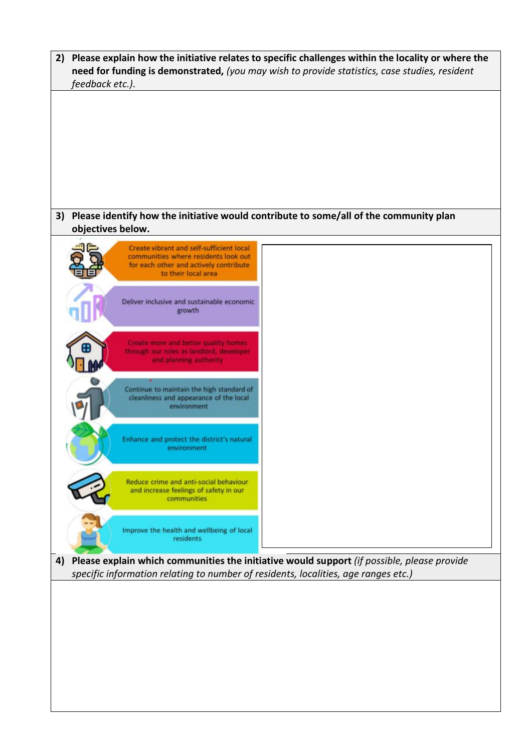**2) Please explain how the initiative relates to specific challenges within the locality or where the need for funding is demonstrated,** *(you may wish to provide statistics, case studies, resident feedback etc.).*

**3) Please identify how the initiative would contribute to some/all of the community plan objectives below.**

- Create vibrant and self-sufficient local communities where residents look out for each other and actively contribute to their local area
- Deliver inclusive and sustainable economic growth
- Create more and better quality homes through our roles as landlord, developer and planning authority
- Continue to maintain the high standard of cleanliness and appearance of the local environment
- Enhance and protect the district's natural environment
- Reduce crime and anti-social behaviour and increase feelings of safety in our communities
- Improve the health and wellbeing of local residents

**4) Please explain which communities the initiative would support** *(if possible, please provide specific information relating to number of residents, localities, age ranges etc.)*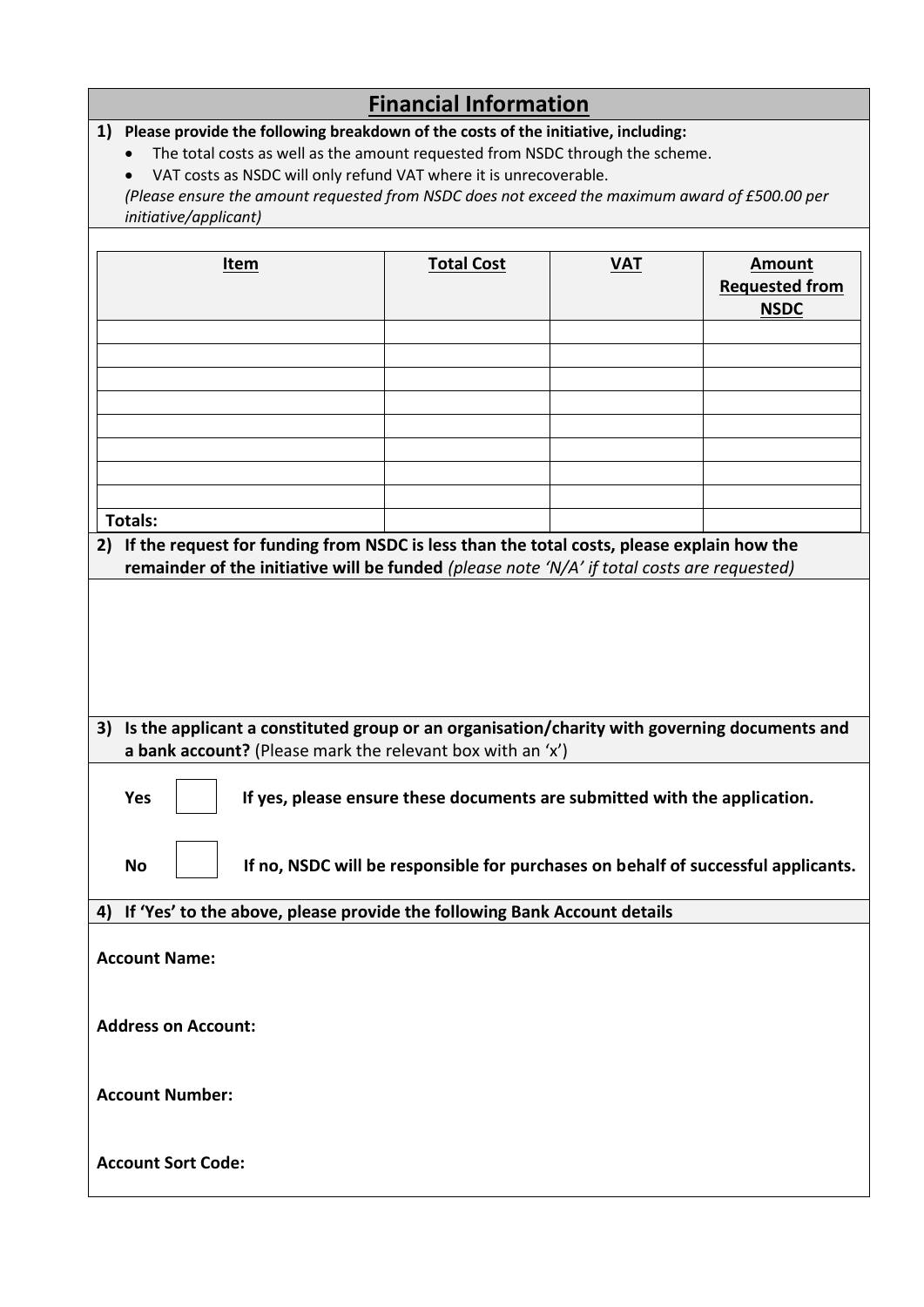## Financial Information

**1) Please provide the following breakdown of the costs of the initiative, including:**

- The total costs as well as the amount requested from NSDC through the scheme.
- VAT costs as NSDC will only refund VAT where it is unrecoverable.

*(Please ensure the amount requested from NSDC does not exceed the maximum award of £500.00 per initiative/applicant)*

| Item | Total Cost | VAT | Amount Requested from NSDC |
|---|---|---|---|
| | | | |
| | | | |
| | | | |
| | | | |
| | | | |
| | | | |
| | | | |
| | | | |
| **Totals:** | | | |

**2) If the request for funding from NSDC is less than the total costs, please explain how the remainder of the initiative will be funded** *(please note 'N/A' if total costs are requested)*

**3) Is the applicant a constituted group or an organisation/charity with governing documents and a bank account?** (Please mark the relevant box with an 'x')

**Yes** ☐ **If yes, please ensure these documents are submitted with the application.**

**No** ☐ **If no, NSDC will be responsible for purchases on behalf of successful applicants.**

**4) If 'Yes' to the above, please provide the following Bank Account details**

**Account Name:**

**Address on Account:**

**Account Number:**

**Account Sort Code:**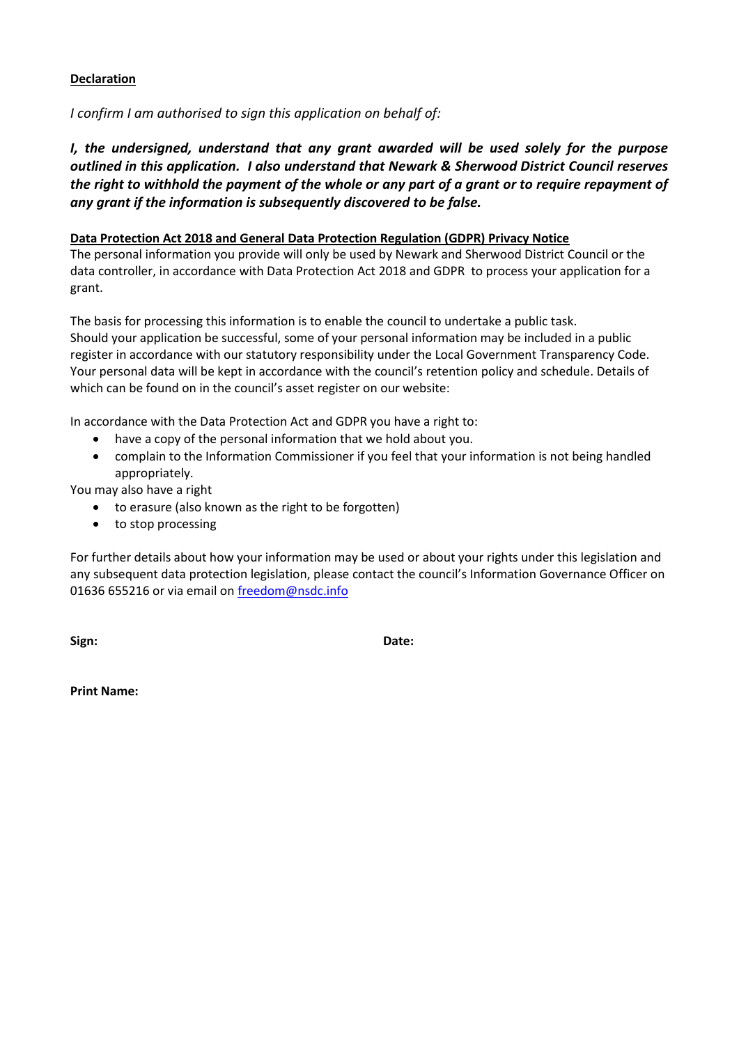**Declaration**

*I confirm I am authorised to sign this application on behalf of:*

***I, the undersigned, understand that any grant awarded will be used solely for the purpose outlined in this application. I also understand that Newark & Sherwood District Council reserves the right to withhold the payment of the whole or any part of a grant or to require repayment of any grant if the information is subsequently discovered to be false.***

**Data Protection Act 2018 and General Data Protection Regulation (GDPR) Privacy Notice**

The personal information you provide will only be used by Newark and Sherwood District Council or the data controller, in accordance with Data Protection Act 2018 and GDPR to process your application for a grant.

The basis for processing this information is to enable the council to undertake a public task. Should your application be successful, some of your personal information may be included in a public register in accordance with our statutory responsibility under the Local Government Transparency Code. Your personal data will be kept in accordance with the council's retention policy and schedule. Details of which can be found on in the council's asset register on our website:

In accordance with the Data Protection Act and GDPR you have a right to:

- have a copy of the personal information that we hold about you.
- complain to the Information Commissioner if you feel that your information is not being handled appropriately.

You may also have a right

- to erasure (also known as the right to be forgotten)
- to stop processing

For further details about how your information may be used or about your rights under this legislation and any subsequent data protection legislation, please contact the council's Information Governance Officer on 01636 655216 or via email on freedom@nsdc.info

**Sign:** **Date:**

**Print Name:**